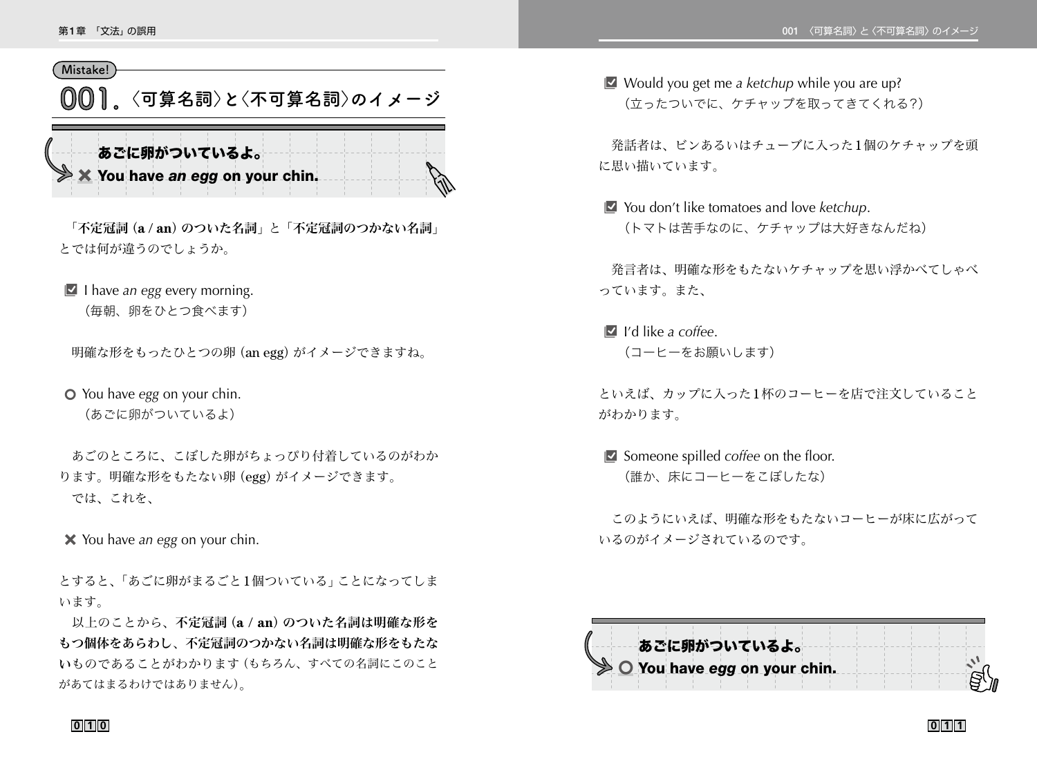Mistake!

# 001.〈可算名詞〉と〈不可算名詞〉のイメージ

**あごに卵がついているよ。**
**✖ You have *an egg* on your chin.**

「**不定冠詞（a / an）のついた名詞**」と「**不定冠詞のつかない名詞**」とでは何が違うのでしょうか。

☑ I have *an egg* every morning.
（毎朝、卵をひとつ食べます）

明確な形をもったひとつの卵（an egg）がイメージできますね。

○ You have *egg* on your chin.
（あごに卵がついているよ）

あごのところに、こぼした卵がちょっぴり付着しているのがわかります。明確な形をもたない卵（egg）がイメージできます。

では、これを、

✖ You have *an egg* on your chin.

とすると、「あごに卵がまるごと1個ついている」ことになってしまいます。

以上のことから、**不定冠詞（a / an）のついた名詞は明確な形をもつ個体をあらわし、不定冠詞のつかない名詞は明確な形をもたない**ものであることがわかります（もちろん、すべての名詞にこのことがあてはまるわけではありません）。

☑ Would you get me *a ketchup* while you are up?
（立ったついでに、ケチャップを取ってきてくれる？）

発話者は、ビンあるいはチューブに入った1個のケチャップを頭に思い描いています。

☑ You don't like tomatoes and love *ketchup*.
（トマトは苦手なのに、ケチャップは大好きなんだね）

発言者は、明確な形をもたないケチャップを思い浮かべてしゃべっています。また、

☑ I'd like *a coffee*.
（コーヒーをお願いします）

といえば、カップに入った1杯のコーヒーを店で注文していることがわかります。

☑ Someone spilled *coffee* on the floor.
（誰か、床にコーヒーをこぼしたな）

このようにいえば、明確な形をもたないコーヒーが床に広がっているのがイメージされているのです。

**あごに卵がついているよ。**
**○ You have *egg* on your chin.**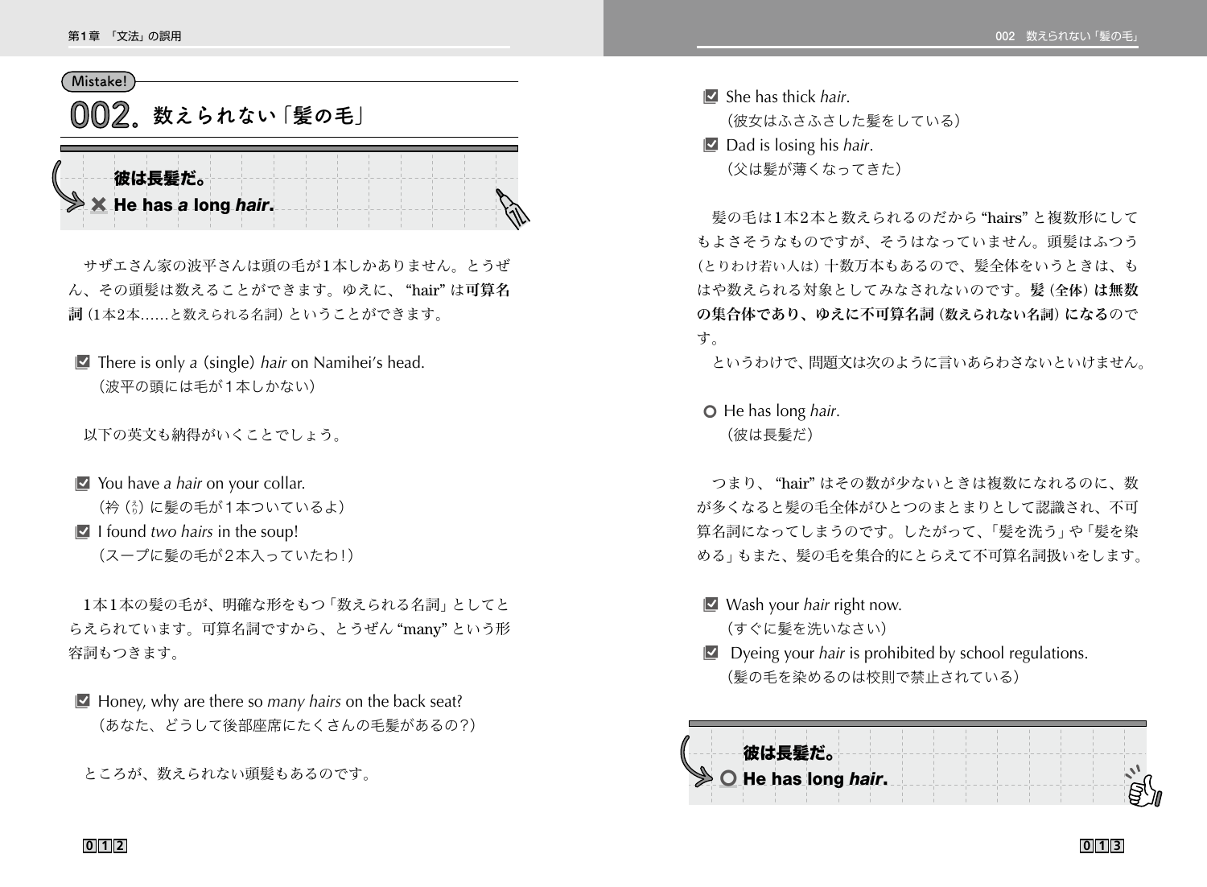Mistake!

# 002. 数えられない「髪の毛」

彼は長髪だ。

✖ He has *a* long *hair*.

サザエさん家の波平さんは頭の毛が1本しかありません。とうぜん、その頭髪は数えることができます。ゆえに、“hair” は**可算名詞**（1本2本……と数えられる名詞）ということができます。

☑ There is only *a* (single) *hair* on Namihei's head.
（波平の頭には毛が１本しかない）

以下の英文も納得がいくことでしょう。

☑ You have *a hair* on your collar.
（衿（えり）に髪の毛が１本ついているよ）

☑ I found *two hairs* in the soup!
（スープに髪の毛が２本入っていたわ！）

1本1本の髪の毛が、明確な形をもつ「数えられる名詞」としてとらえられています。可算名詞ですから、とうぜん “many” という形容詞もつきます。

☑ Honey, why are there so *many hairs* on the back seat?
（あなた、どうして後部座席にたくさんの毛髪があるの？）

ところが、数えられない頭髪もあるのです。

☑ She has thick *hair*.
（彼女はふさふさした髪をしている）

☑ Dad is losing his *hair*.
（父は髪が薄くなってきた）

髪の毛は1本2本と数えられるのだから “hairs” と複数形にしてもよさそうなものですが、そうはなっていません。頭髪はふつう（とりわけ若い人は）十数万本もあるので、髪全体をいうときは、もはや数えられる対象としてみなされないのです。**髪（全体）は無数の集合体であり、ゆえに不可算名詞（数えられない名詞）になる**のです。

というわけで、問題文は次のように言いあらわさないといけません。

○ He has long *hair*.
（彼は長髪だ）

つまり、“hair” はその数が少ないときは複数になれるのに、数が多くなると髪の毛全体がひとつのまとまりとして認識され、不可算名詞になってしまうのです。したがって、「髪を洗う」や「髪を染める」もまた、髪の毛を集合的にとらえて不可算名詞扱いをします。

☑ Wash your *hair* right now.
（すぐに髪を洗いなさい）

☑ Dyeing your *hair* is prohibited by school regulations.
（髪の毛を染めるのは校則で禁止されている）

彼は長髪だ。

○ He has long *hair*.